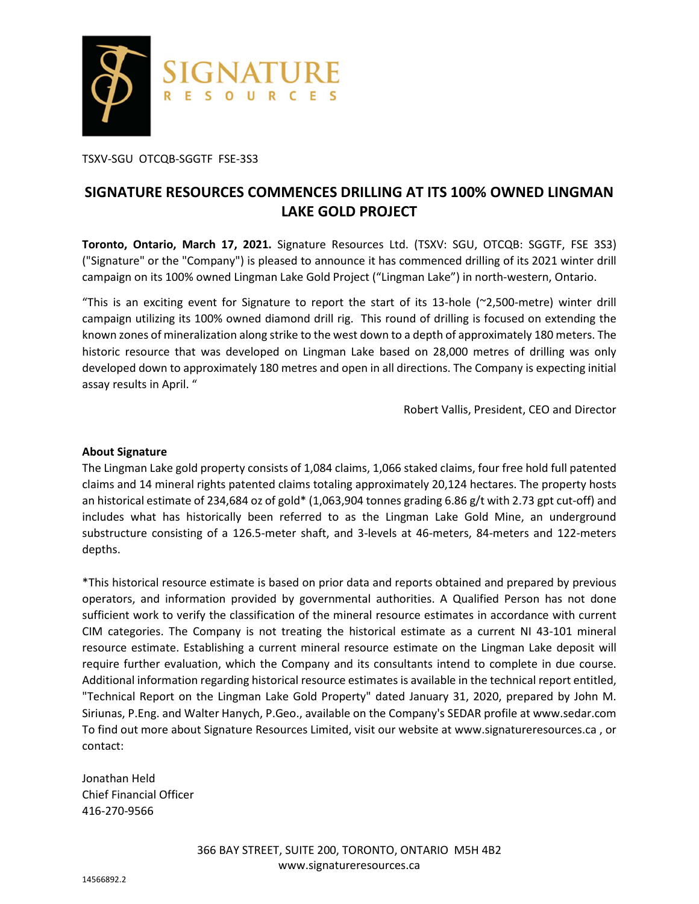TSXV-SGU OTCQB-SGGTF FSE-3S3

# SIGNATURE RESOURCES COMMENCES DRILLING AT ITS 100% OWNED LINGMAN LAKE GOLD PROJECT

**Toronto, Ontario, March 17, 2021.** Signature Resources Ltd. (TSXV: SGU, OTCQB: SGGTF, FSE 3S3) ("Signature" or the "Company") is pleased to announce it has commenced drilling of its 2021 winter drill campaign on its 100% owned Lingman Lake Gold Project ("Lingman Lake") in north-western, Ontario.

"This is an exciting event for Signature to report the start of its 13-hole (~2,500-metre) winter drill campaign utilizing its 100% owned diamond drill rig. This round of drilling is focused on extending the known zones of mineralization along strike to the west down to a depth of approximately 180 meters. The historic resource that was developed on Lingman Lake based on 28,000 metres of drilling was only developed down to approximately 180 metres and open in all directions. The Company is expecting initial assay results in April. "

Robert Vallis, President, CEO and Director

**About Signature**

The Lingman Lake gold property consists of 1,084 claims, 1,066 staked claims, four free hold full patented claims and 14 mineral rights patented claims totaling approximately 20,124 hectares. The property hosts an historical estimate of 234,684 oz of gold* (1,063,904 tonnes grading 6.86 g/t with 2.73 gpt cut-off) and includes what has historically been referred to as the Lingman Lake Gold Mine, an underground substructure consisting of a 126.5-meter shaft, and 3-levels at 46-meters, 84-meters and 122-meters depths.

*This historical resource estimate is based on prior data and reports obtained and prepared by previous operators, and information provided by governmental authorities. A Qualified Person has not done sufficient work to verify the classification of the mineral resource estimates in accordance with current CIM categories. The Company is not treating the historical estimate as a current NI 43-101 mineral resource estimate. Establishing a current mineral resource estimate on the Lingman Lake deposit will require further evaluation, which the Company and its consultants intend to complete in due course. Additional information regarding historical resource estimates is available in the technical report entitled, "Technical Report on the Lingman Lake Gold Property" dated January 31, 2020, prepared by John M. Siriunas, P.Eng. and Walter Hanych, P.Geo., available on the Company's SEDAR profile at www.sedar.com To find out more about Signature Resources Limited, visit our website at www.signatureresources.ca , or contact:

Jonathan Held
Chief Financial Officer
416-270-9566

366 BAY STREET, SUITE 200, TORONTO, ONTARIO M5H 4B2
www.signatureresources.ca

14566892.2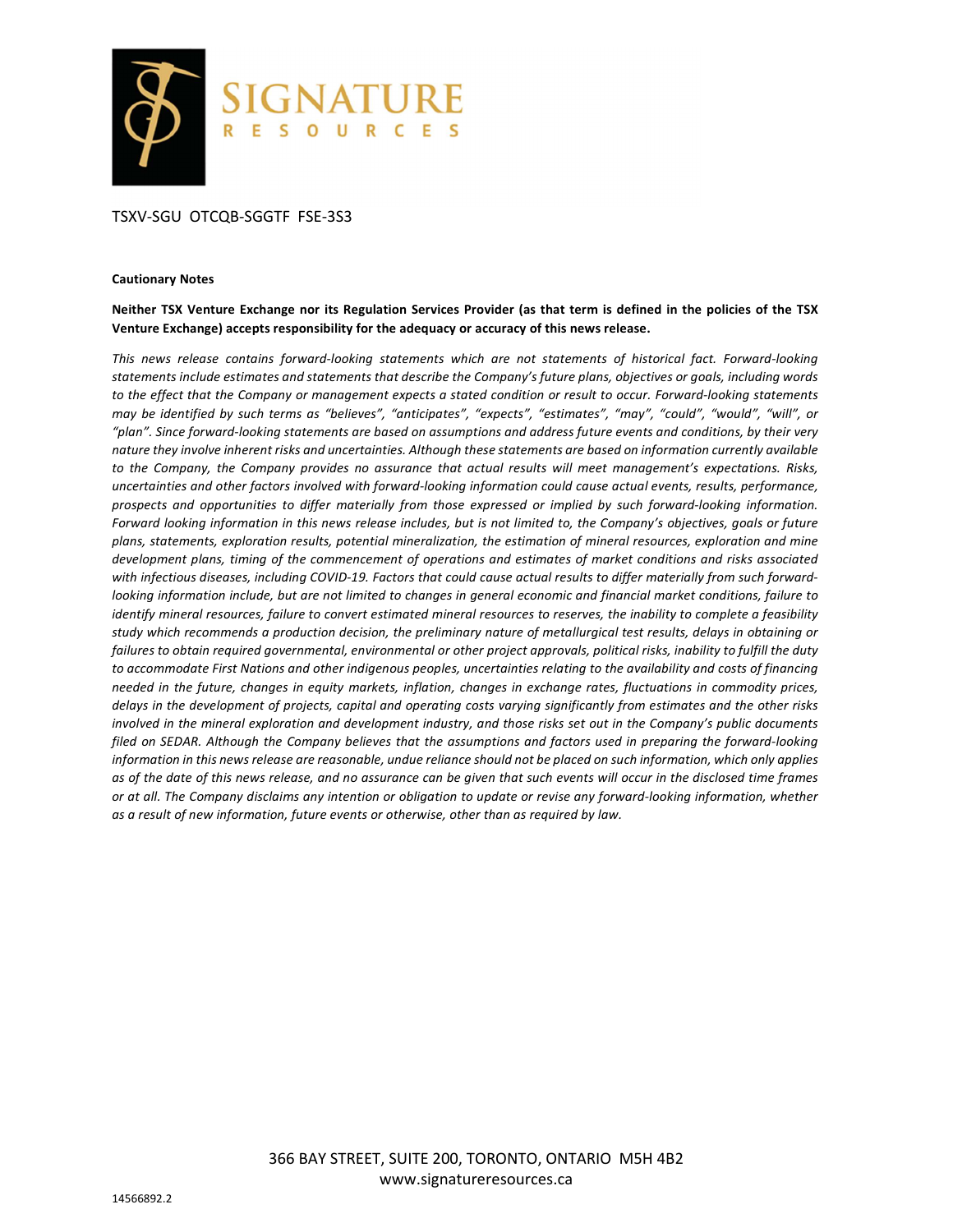SIGNATURE RESOURCES

TSXV-SGU OTCQB-SGGTF FSE-3S3

**Cautionary Notes**

**Neither TSX Venture Exchange nor its Regulation Services Provider (as that term is defined in the policies of the TSX Venture Exchange) accepts responsibility for the adequacy or accuracy of this news release.**

*This news release contains forward-looking statements which are not statements of historical fact. Forward-looking statements include estimates and statements that describe the Company's future plans, objectives or goals, including words to the effect that the Company or management expects a stated condition or result to occur. Forward-looking statements may be identified by such terms as "believes", "anticipates", "expects", "estimates", "may", "could", "would", "will", or "plan". Since forward-looking statements are based on assumptions and address future events and conditions, by their very nature they involve inherent risks and uncertainties. Although these statements are based on information currently available to the Company, the Company provides no assurance that actual results will meet management's expectations. Risks, uncertainties and other factors involved with forward-looking information could cause actual events, results, performance, prospects and opportunities to differ materially from those expressed or implied by such forward-looking information. Forward looking information in this news release includes, but is not limited to, the Company's objectives, goals or future plans, statements, exploration results, potential mineralization, the estimation of mineral resources, exploration and mine development plans, timing of the commencement of operations and estimates of market conditions and risks associated with infectious diseases, including COVID-19. Factors that could cause actual results to differ materially from such forward-looking information include, but are not limited to changes in general economic and financial market conditions, failure to identify mineral resources, failure to convert estimated mineral resources to reserves, the inability to complete a feasibility study which recommends a production decision, the preliminary nature of metallurgical test results, delays in obtaining or failures to obtain required governmental, environmental or other project approvals, political risks, inability to fulfill the duty to accommodate First Nations and other indigenous peoples, uncertainties relating to the availability and costs of financing needed in the future, changes in equity markets, inflation, changes in exchange rates, fluctuations in commodity prices, delays in the development of projects, capital and operating costs varying significantly from estimates and the other risks involved in the mineral exploration and development industry, and those risks set out in the Company's public documents filed on SEDAR. Although the Company believes that the assumptions and factors used in preparing the forward-looking information in this news release are reasonable, undue reliance should not be placed on such information, which only applies as of the date of this news release, and no assurance can be given that such events will occur in the disclosed time frames or at all. The Company disclaims any intention or obligation to update or revise any forward-looking information, whether as a result of new information, future events or otherwise, other than as required by law.*

366 BAY STREET, SUITE 200, TORONTO, ONTARIO M5H 4B2
www.signatureresources.ca

14566892.2